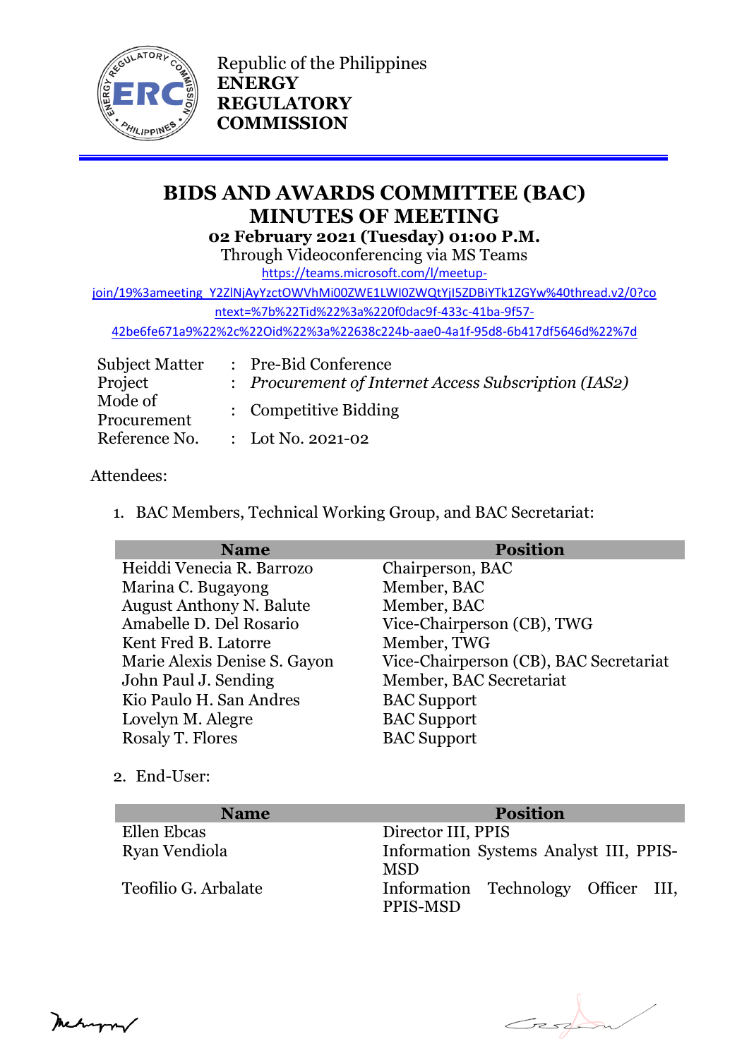Republic of the Philippines
**ENERGY REGULATORY COMMISSION**

# BIDS AND AWARDS COMMITTEE (BAC) MINUTES OF MEETING

**02 February 2021 (Tuesday) 01:00 P.M.**

Through Videoconferencing via MS Teams

https://teams.microsoft.com/l/meetup-join/19%3ameeting_Y2ZlNjAyYzctOWVhMi00ZWE1LWI0ZWQtYjI5ZDBiYTk1ZGYw%40thread.v2/0?context=%7b%22Tid%22%3a%220f0dac9f-433c-41ba-9f57-42be6fe671a9%22%2c%22Oid%22%3a%22638c224b-aae0-4a1f-95d8-6b417df5646d%22%7d

| | | |
|---|---|---|
| Subject Matter | : | Pre-Bid Conference |
| Project | : | *Procurement of Internet Access Subscription (IAS2)* |
| Mode of Procurement | : | Competitive Bidding |
| Reference No. | : | Lot No. 2021-02 |

Attendees:

1. BAC Members, Technical Working Group, and BAC Secretariat:

| Name | Position |
|---|---|
| Heiddi Venecia R. Barrozo | Chairperson, BAC |
| Marina C. Bugayong | Member, BAC |
| August Anthony N. Balute | Member, BAC |
| Amabelle D. Del Rosario | Vice-Chairperson (CB), TWG |
| Kent Fred B. Latorre | Member, TWG |
| Marie Alexis Denise S. Gayon | Vice-Chairperson (CB), BAC Secretariat |
| John Paul J. Sending | Member, BAC Secretariat |
| Kio Paulo H. San Andres | BAC Support |
| Lovelyn M. Alegre | BAC Support |
| Rosaly T. Flores | BAC Support |

2. End-User:

| Name | Position |
|---|---|
| Ellen Ebcas | Director III, PPIS |
| Ryan Vendiola | Information Systems Analyst III, PPIS-MSD |
| Teofilio G. Arbalate | Information Technology Officer III, PPIS-MSD |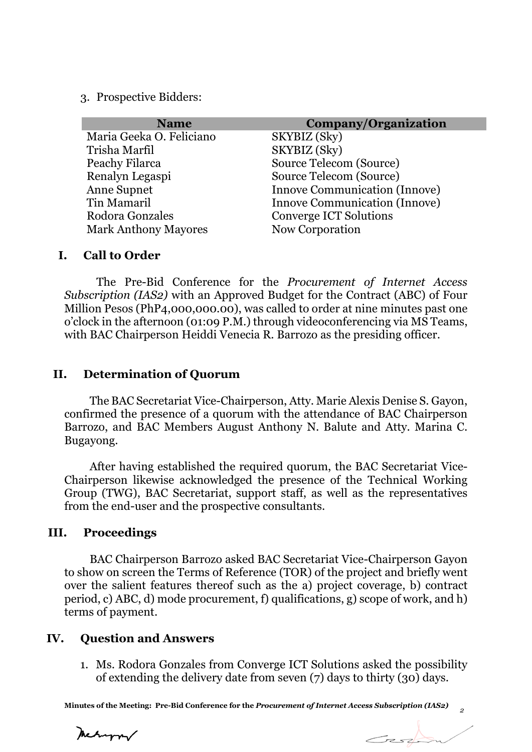3. Prospective Bidders:

| Name | Company/Organization |
|---|---|
| Maria Geeka O. Feliciano | SKYBIZ (Sky) |
| Trisha Marfil | SKYBIZ (Sky) |
| Peachy Filarca | Source Telecom (Source) |
| Renalyn Legaspi | Source Telecom (Source) |
| Anne Supnet | Innove Communication (Innove) |
| Tin Mamaril | Innove Communication (Innove) |
| Rodora Gonzales | Converge ICT Solutions |
| Mark Anthony Mayores | Now Corporation |

## I. Call to Order

The Pre-Bid Conference for the *Procurement of Internet Access Subscription (IAS2)* with an Approved Budget for the Contract (ABC) of Four Million Pesos (PhP4,000,000.00), was called to order at nine minutes past one o'clock in the afternoon (01:09 P.M.) through videoconferencing via MS Teams, with BAC Chairperson Heiddi Venecia R. Barrozo as the presiding officer.

## II. Determination of Quorum

The BAC Secretariat Vice-Chairperson, Atty. Marie Alexis Denise S. Gayon, confirmed the presence of a quorum with the attendance of BAC Chairperson Barrozo, and BAC Members August Anthony N. Balute and Atty. Marina C. Bugayong.

After having established the required quorum, the BAC Secretariat Vice-Chairperson likewise acknowledged the presence of the Technical Working Group (TWG), BAC Secretariat, support staff, as well as the representatives from the end-user and the prospective consultants.

## III. Proceedings

BAC Chairperson Barrozo asked BAC Secretariat Vice-Chairperson Gayon to show on screen the Terms of Reference (TOR) of the project and briefly went over the salient features thereof such as the a) project coverage, b) contract period, c) ABC, d) mode procurement, f) qualifications, g) scope of work, and h) terms of payment.

## IV. Question and Answers

1. Ms. Rodora Gonzales from Converge ICT Solutions asked the possibility of extending the delivery date from seven (7) days to thirty (30) days.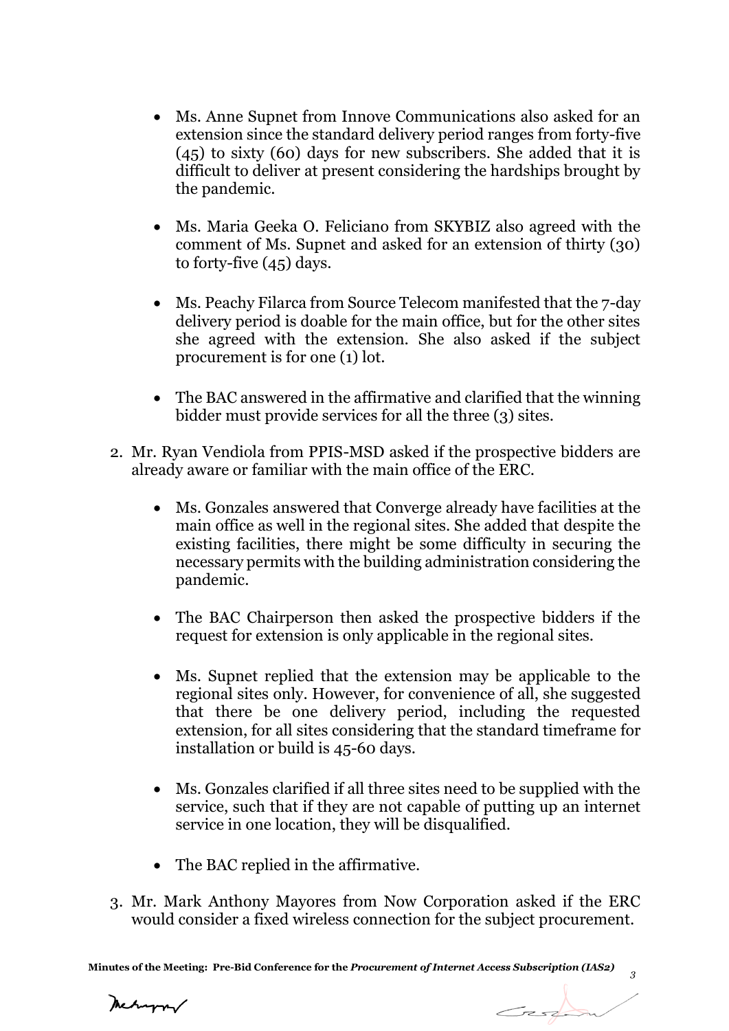- Ms. Anne Supnet from Innove Communications also asked for an extension since the standard delivery period ranges from forty-five (45) to sixty (60) days for new subscribers. She added that it is difficult to deliver at present considering the hardships brought by the pandemic.

- Ms. Maria Geeka O. Feliciano from SKYBIZ also agreed with the comment of Ms. Supnet and asked for an extension of thirty (30) to forty-five (45) days.

- Ms. Peachy Filarca from Source Telecom manifested that the 7-day delivery period is doable for the main office, but for the other sites she agreed with the extension. She also asked if the subject procurement is for one (1) lot.

- The BAC answered in the affirmative and clarified that the winning bidder must provide services for all the three (3) sites.

2. Mr. Ryan Vendiola from PPIS-MSD asked if the prospective bidders are already aware or familiar with the main office of the ERC.

    - Ms. Gonzales answered that Converge already have facilities at the main office as well in the regional sites. She added that despite the existing facilities, there might be some difficulty in securing the necessary permits with the building administration considering the pandemic.

    - The BAC Chairperson then asked the prospective bidders if the request for extension is only applicable in the regional sites.

    - Ms. Supnet replied that the extension may be applicable to the regional sites only. However, for convenience of all, she suggested that there be one delivery period, including the requested extension, for all sites considering that the standard timeframe for installation or build is 45-60 days.

    - Ms. Gonzales clarified if all three sites need to be supplied with the service, such that if they are not capable of putting up an internet service in one location, they will be disqualified.

    - The BAC replied in the affirmative.

3. Mr. Mark Anthony Mayores from Now Corporation asked if the ERC would consider a fixed wireless connection for the subject procurement.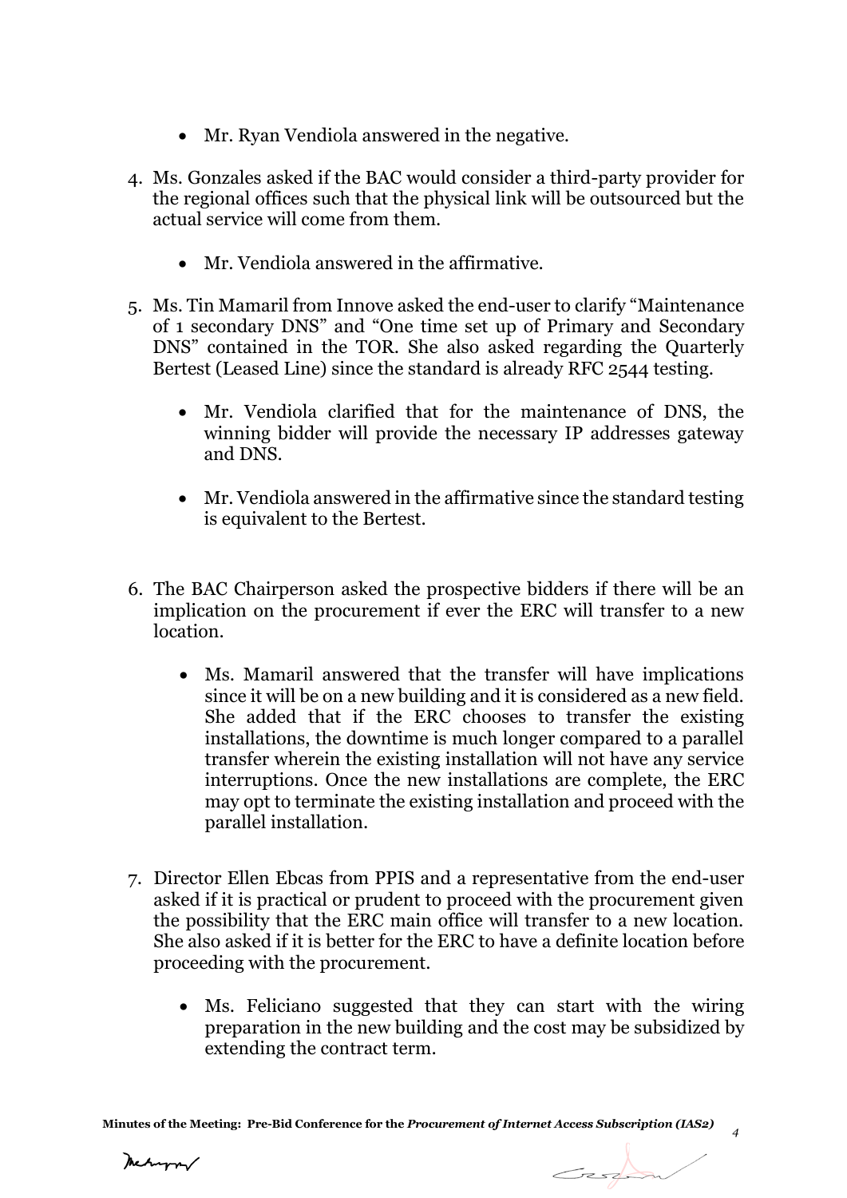- Mr. Ryan Vendiola answered in the negative.

4. Ms. Gonzales asked if the BAC would consider a third-party provider for the regional offices such that the physical link will be outsourced but the actual service will come from them.

    - Mr. Vendiola answered in the affirmative.

5. Ms. Tin Mamaril from Innove asked the end-user to clarify "Maintenance of 1 secondary DNS" and "One time set up of Primary and Secondary DNS" contained in the TOR. She also asked regarding the Quarterly Bertest (Leased Line) since the standard is already RFC 2544 testing.

    - Mr. Vendiola clarified that for the maintenance of DNS, the winning bidder will provide the necessary IP addresses gateway and DNS.
    - Mr. Vendiola answered in the affirmative since the standard testing is equivalent to the Bertest.

6. The BAC Chairperson asked the prospective bidders if there will be an implication on the procurement if ever the ERC will transfer to a new location.

    - Ms. Mamaril answered that the transfer will have implications since it will be on a new building and it is considered as a new field. She added that if the ERC chooses to transfer the existing installations, the downtime is much longer compared to a parallel transfer wherein the existing installation will not have any service interruptions. Once the new installations are complete, the ERC may opt to terminate the existing installation and proceed with the parallel installation.

7. Director Ellen Ebcas from PPIS and a representative from the end-user asked if it is practical or prudent to proceed with the procurement given the possibility that the ERC main office will transfer to a new location. She also asked if it is better for the ERC to have a definite location before proceeding with the procurement.

    - Ms. Feliciano suggested that they can start with the wiring preparation in the new building and the cost may be subsidized by extending the contract term.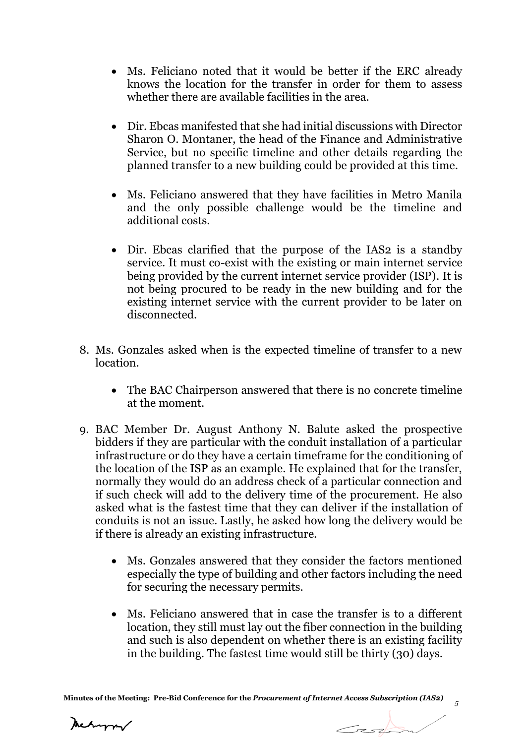- Ms. Feliciano noted that it would be better if the ERC already knows the location for the transfer in order for them to assess whether there are available facilities in the area.

- Dir. Ebcas manifested that she had initial discussions with Director Sharon O. Montaner, the head of the Finance and Administrative Service, but no specific timeline and other details regarding the planned transfer to a new building could be provided at this time.

- Ms. Feliciano answered that they have facilities in Metro Manila and the only possible challenge would be the timeline and additional costs.

- Dir. Ebcas clarified that the purpose of the IAS2 is a standby service. It must co-exist with the existing or main internet service being provided by the current internet service provider (ISP). It is not being procured to be ready in the new building and for the existing internet service with the current provider to be later on disconnected.

8. Ms. Gonzales asked when is the expected timeline of transfer to a new location.

    - The BAC Chairperson answered that there is no concrete timeline at the moment.

9. BAC Member Dr. August Anthony N. Balute asked the prospective bidders if they are particular with the conduit installation of a particular infrastructure or do they have a certain timeframe for the conditioning of the location of the ISP as an example. He explained that for the transfer, normally they would do an address check of a particular connection and if such check will add to the delivery time of the procurement. He also asked what is the fastest time that they can deliver if the installation of conduits is not an issue. Lastly, he asked how long the delivery would be if there is already an existing infrastructure.

    - Ms. Gonzales answered that they consider the factors mentioned especially the type of building and other factors including the need for securing the necessary permits.

    - Ms. Feliciano answered that in case the transfer is to a different location, they still must lay out the fiber connection in the building and such is also dependent on whether there is an existing facility in the building. The fastest time would still be thirty (30) days.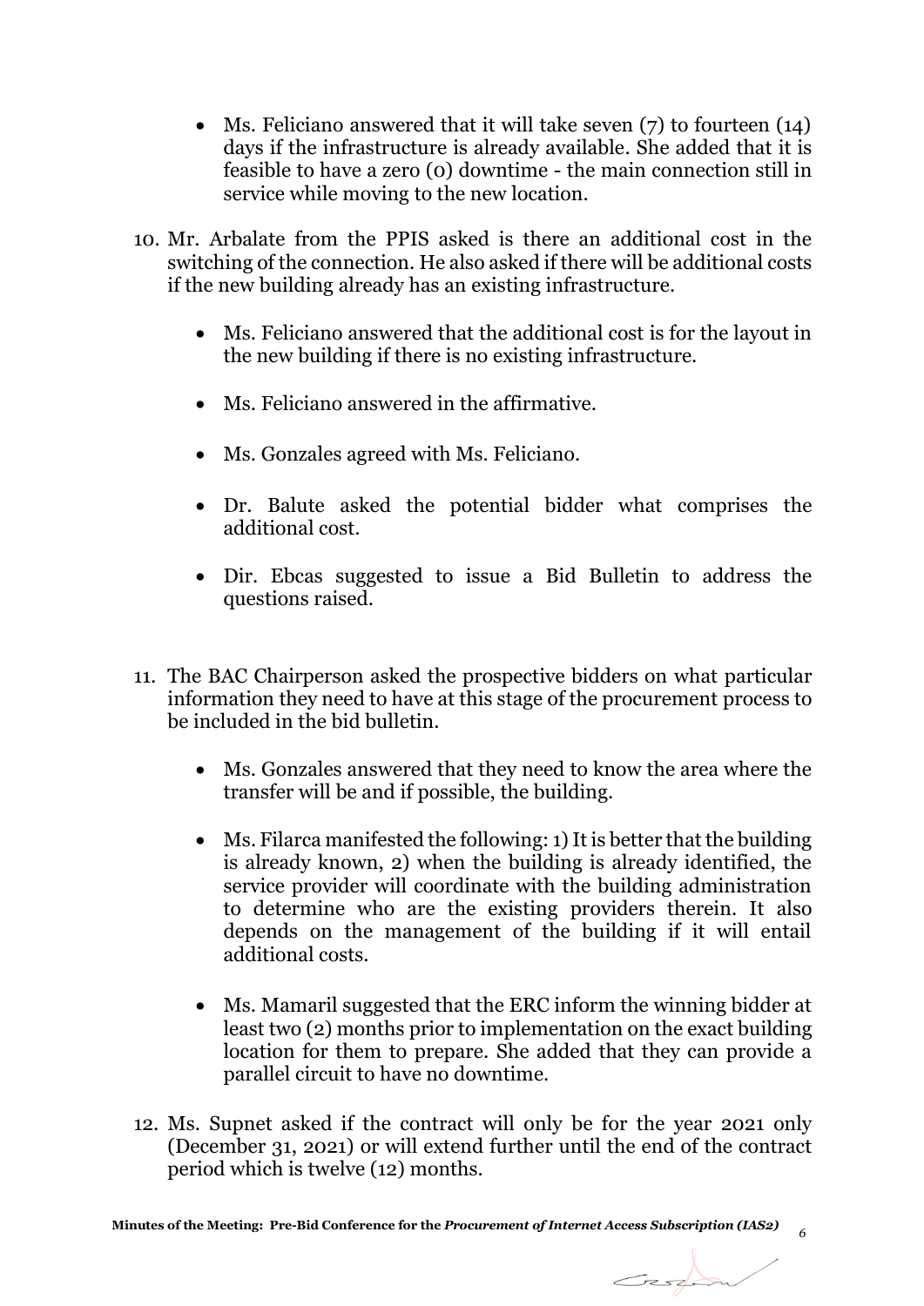- Ms. Feliciano answered that it will take seven (7) to fourteen (14) days if the infrastructure is already available. She added that it is feasible to have a zero (0) downtime - the main connection still in service while moving to the new location.

10. Mr. Arbalate from the PPIS asked is there an additional cost in the switching of the connection. He also asked if there will be additional costs if the new building already has an existing infrastructure.

    - Ms. Feliciano answered that the additional cost is for the layout in the new building if there is no existing infrastructure.

    - Ms. Feliciano answered in the affirmative.

    - Ms. Gonzales agreed with Ms. Feliciano.

    - Dr. Balute asked the potential bidder what comprises the additional cost.

    - Dir. Ebcas suggested to issue a Bid Bulletin to address the questions raised.

11. The BAC Chairperson asked the prospective bidders on what particular information they need to have at this stage of the procurement process to be included in the bid bulletin.

    - Ms. Gonzales answered that they need to know the area where the transfer will be and if possible, the building.

    - Ms. Filarca manifested the following: 1) It is better that the building is already known, 2) when the building is already identified, the service provider will coordinate with the building administration to determine who are the existing providers therein. It also depends on the management of the building if it will entail additional costs.

    - Ms. Mamaril suggested that the ERC inform the winning bidder at least two (2) months prior to implementation on the exact building location for them to prepare. She added that they can provide a parallel circuit to have no downtime.

12. Ms. Supnet asked if the contract will only be for the year 2021 only (December 31, 2021) or will extend further until the end of the contract period which is twelve (12) months.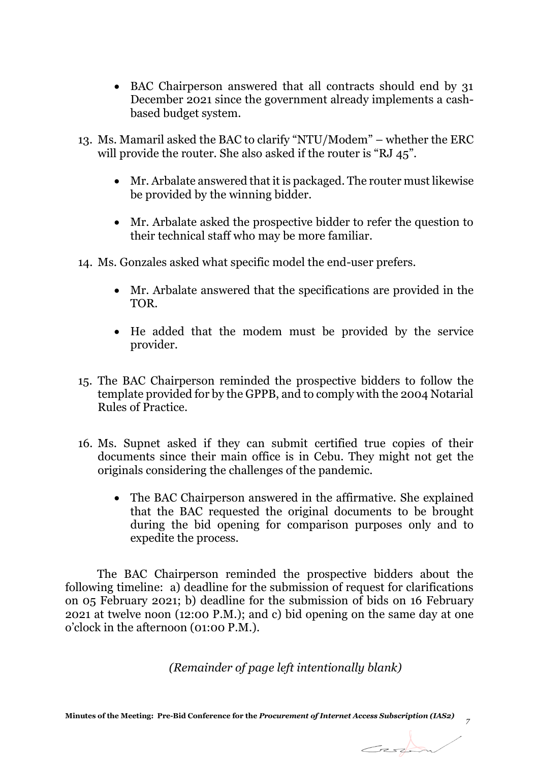- BAC Chairperson answered that all contracts should end by 31 December 2021 since the government already implements a cash-based budget system.

13. Ms. Mamaril asked the BAC to clarify "NTU/Modem" – whether the ERC will provide the router. She also asked if the router is "RJ 45".

    - Mr. Arbalate answered that it is packaged. The router must likewise be provided by the winning bidder.

    - Mr. Arbalate asked the prospective bidder to refer the question to their technical staff who may be more familiar.

14. Ms. Gonzales asked what specific model the end-user prefers.

    - Mr. Arbalate answered that the specifications are provided in the TOR.

    - He added that the modem must be provided by the service provider.

15. The BAC Chairperson reminded the prospective bidders to follow the template provided for by the GPPB, and to comply with the 2004 Notarial Rules of Practice.

16. Ms. Supnet asked if they can submit certified true copies of their documents since their main office is in Cebu. They might not get the originals considering the challenges of the pandemic.

    - The BAC Chairperson answered in the affirmative. She explained that the BAC requested the original documents to be brought during the bid opening for comparison purposes only and to expedite the process.

The BAC Chairperson reminded the prospective bidders about the following timeline: a) deadline for the submission of request for clarifications on 05 February 2021; b) deadline for the submission of bids on 16 February 2021 at twelve noon (12:00 P.M.); and c) bid opening on the same day at one o'clock in the afternoon (01:00 P.M.).

*(Remainder of page left intentionally blank)*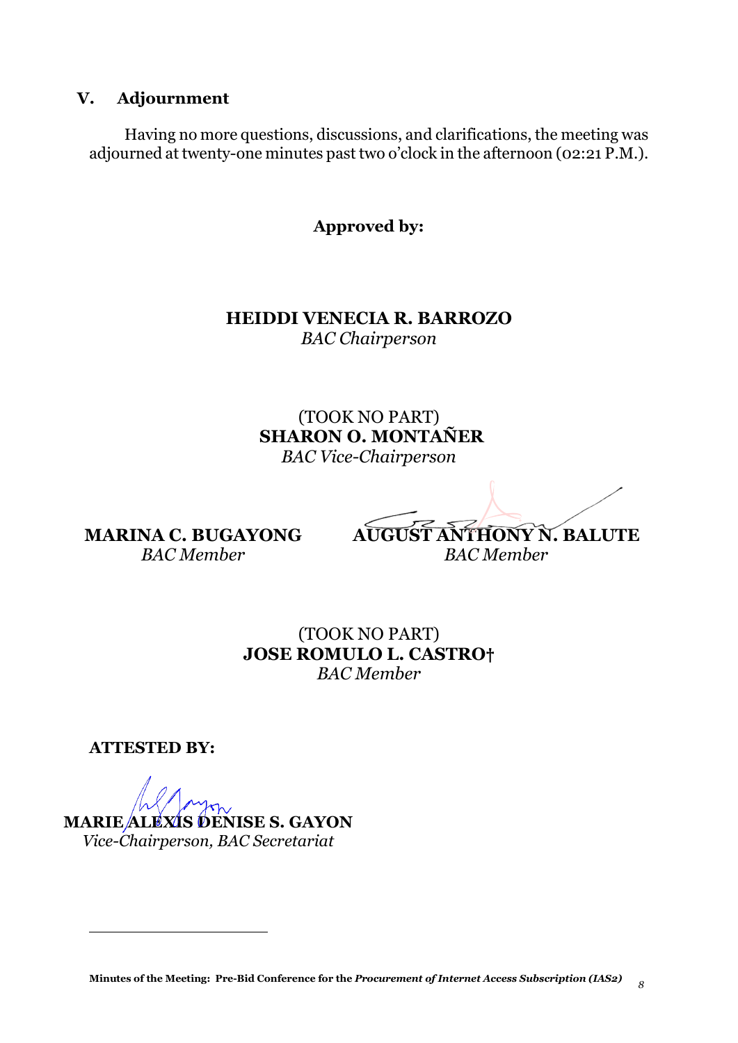## V. Adjournment

Having no more questions, discussions, and clarifications, the meeting was adjourned at twenty-one minutes past two o'clock in the afternoon (02:21 P.M.).

**Approved by:**

**HEIDDI VENECIA R. BARROZO**
*BAC Chairperson*

(TOOK NO PART)
**SHARON O. MONTAÑER**
*BAC Vice-Chairperson*

**MARINA C. BUGAYONG**
*BAC Member*

**AUGUST ANTHONY N. BALUTE**
*BAC Member*

(TOOK NO PART)
**JOSE ROMULO L. CASTRO†**
*BAC Member*

**ATTESTED BY:**

**MARIE ALEXIS DENISE S. GAYON**
*Vice-Chairperson, BAC Secretariat*